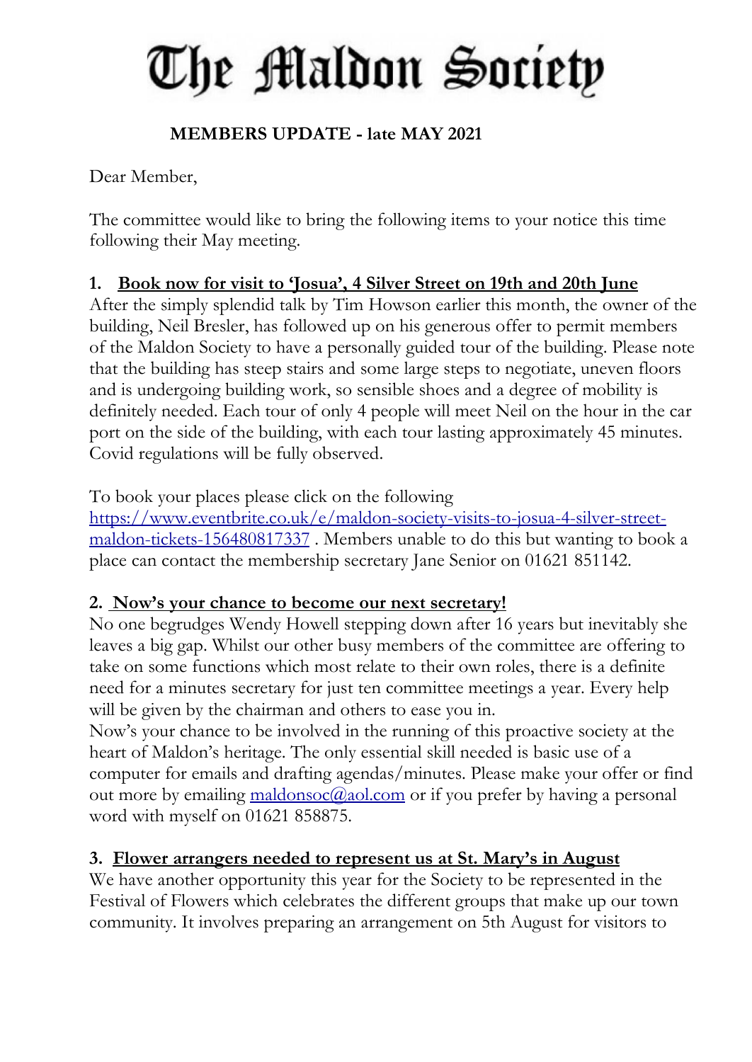# The Maldon Society

**MEMBERS UPDATE - late MAY 2021**

Dear Member,

The committee would like to bring the following items to your notice this time following their May meeting.

## 1. Book now for visit to 'Josua', 4 Silver Street on 19th and 20th June

After the simply splendid talk by Tim Howson earlier this month, the owner of the building, Neil Bresler, has followed up on his generous offer to permit members of the Maldon Society to have a personally guided tour of the building. Please note that the building has steep stairs and some large steps to negotiate, uneven floors and is undergoing building work, so sensible shoes and a degree of mobility is definitely needed. Each tour of only 4 people will meet Neil on the hour in the car port on the side of the building, with each tour lasting approximately 45 minutes. Covid regulations will be fully observed.

To book your places please click on the following [https://www.eventbrite.co.uk/e/maldon-society-visits-to-josua-4-silver-street-maldon-tickets-156480817337](https://www.eventbrite.co.uk/e/maldon-society-visits-to-josua-4-silver-street-maldon-tickets-156480817337) . Members unable to do this but wanting to book a place can contact the membership secretary Jane Senior on 01621 851142.

## 2. Now's your chance to become our next secretary!

No one begrudges Wendy Howell stepping down after 16 years but inevitably she leaves a big gap. Whilst our other busy members of the committee are offering to take on some functions which most relate to their own roles, there is a definite need for a minutes secretary for just ten committee meetings a year. Every help will be given by the chairman and others to ease you in.

Now's your chance to be involved in the running of this proactive society at the heart of Maldon's heritage. The only essential skill needed is basic use of a computer for emails and drafting agendas/minutes. Please make your offer or find out more by emailing [maldonsoc@aol.com](mailto:maldonsoc@aol.com) or if you prefer by having a personal word with myself on 01621 858875.

## 3. Flower arrangers needed to represent us at St. Mary's in August

We have another opportunity this year for the Society to be represented in the Festival of Flowers which celebrates the different groups that make up our town community. It involves preparing an arrangement on 5th August for visitors to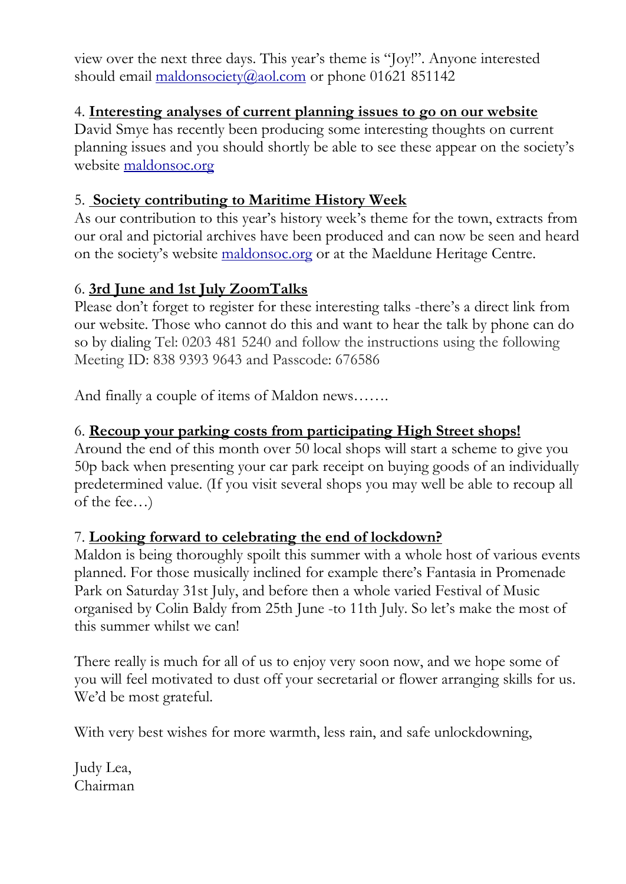view over the next three days. This year's theme is "Joy!". Anyone interested should email maldonsociety@aol.com or phone 01621 851142

4. **Interesting analyses of current planning issues to go on our website**
David Smye has recently been producing some interesting thoughts on current planning issues and you should shortly be able to see these appear on the society's website maldonsoc.org

5. **Society contributing to Maritime History Week**
As our contribution to this year's history week's theme for the town, extracts from our oral and pictorial archives have been produced and can now be seen and heard on the society's website maldonsoc.org or at the Maeldune Heritage Centre.

6. **3rd June and 1st July ZoomTalks**
Please don't forget to register for these interesting talks -there's a direct link from our website. Those who cannot do this and want to hear the talk by phone can do so by dialing Tel: 0203 481 5240 and follow the instructions using the following Meeting ID: 838 9393 9643 and Passcode: 676586

And finally a couple of items of Maldon news…….

6. **Recoup your parking costs from participating High Street shops!**
Around the end of this month over 50 local shops will start a scheme to give you 50p back when presenting your car park receipt on buying goods of an individually predetermined value. (If you visit several shops you may well be able to recoup all of the fee…)

7. **Looking forward to celebrating the end of lockdown?**
Maldon is being thoroughly spoilt this summer with a whole host of various events planned. For those musically inclined for example there's Fantasia in Promenade Park on Saturday 31st July, and before then a whole varied Festival of Music organised by Colin Baldy from 25th June -to 11th July. So let's make the most of this summer whilst we can!

There really is much for all of us to enjoy very soon now, and we hope some of you will feel motivated to dust off your secretarial or flower arranging skills for us. We'd be most grateful.

With very best wishes for more warmth, less rain, and safe unlockdowning,

Judy Lea,
Chairman